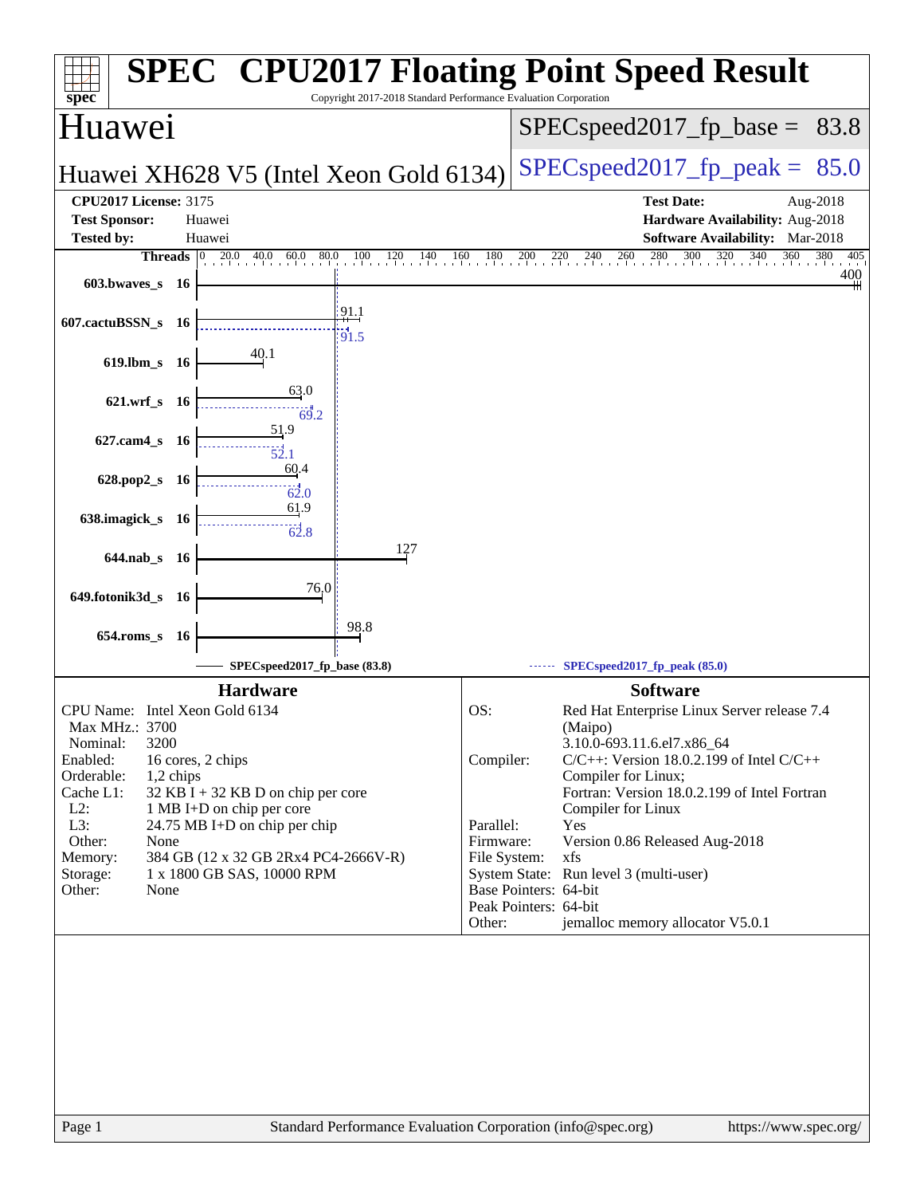# SPEC CPU2017 Floating Point Speed Result

Copyright 2017-2018 Standard Performance Evaluation Corporation

## Huawei

**Huawei XH628 V5 (Intel Xeon Gold 6134)**

SPECspeed2017_fp_base = 83.8

SPECspeed2017_fp_peak = 85.0

| | | | |
|---|---|---|---|
| **CPU2017 License:** | 3175 | **Test Date:** | Aug-2018 |
| **Test Sponsor:** | Huawei | **Hardware Availability:** | Aug-2018 |
| **Tested by:** | Huawei | **Software Availability:** | Mar-2018 |

| Benchmark | Threads | Base | Peak |
|---|---|---|---|
| 603.bwaves_s | 16 | 400 | |
| 607.cactuBSSN_s | 16 | 91.1 | 91.5 |
| 619.lbm_s | 16 | 40.1 | |
| 621.wrf_s | 16 | 63.0 | 69.2 |
| 627.cam4_s | 16 | 51.9 | 52.1 |
| 628.pop2_s | 16 | 60.4 | 62.0 |
| 638.imagick_s | 16 | 61.9 | 62.8 |
| 644.nab_s | 16 | 127 | |
| 649.fotonik3d_s | 16 | 76.0 | |
| 654.roms_s | 16 | 98.8 | |

SPECspeed2017_fp_base (83.8) — SPECspeed2017_fp_peak (85.0)

### Hardware

| | |
|---|---|
| CPU Name: | Intel Xeon Gold 6134 |
| Max MHz.: | 3700 |
| Nominal: | 3200 |
| Enabled: | 16 cores, 2 chips |
| Orderable: | 1,2 chips |
| Cache L1: | 32 KB I + 32 KB D on chip per core |
| L2: | 1 MB I+D on chip per core |
| L3: | 24.75 MB I+D on chip per chip |
| Other: | None |
| Memory: | 384 GB (12 x 32 GB 2Rx4 PC4-2666V-R) |
| Storage: | 1 x 1800 GB SAS, 10000 RPM |
| Other: | None |

### Software

| | |
|---|---|
| OS: | Red Hat Enterprise Linux Server release 7.4 (Maipo) 3.10.0-693.11.6.el7.x86_64 |
| Compiler: | C/C++: Version 18.0.2.199 of Intel C/C++ Compiler for Linux; Fortran: Version 18.0.2.199 of Intel Fortran Compiler for Linux |
| Parallel: | Yes |
| Firmware: | Version 0.86 Released Aug-2018 |
| File System: | xfs |
| System State: | Run level 3 (multi-user) |
| Base Pointers: | 64-bit |
| Peak Pointers: | 64-bit |
| Other: | jemalloc memory allocator V5.0.1 |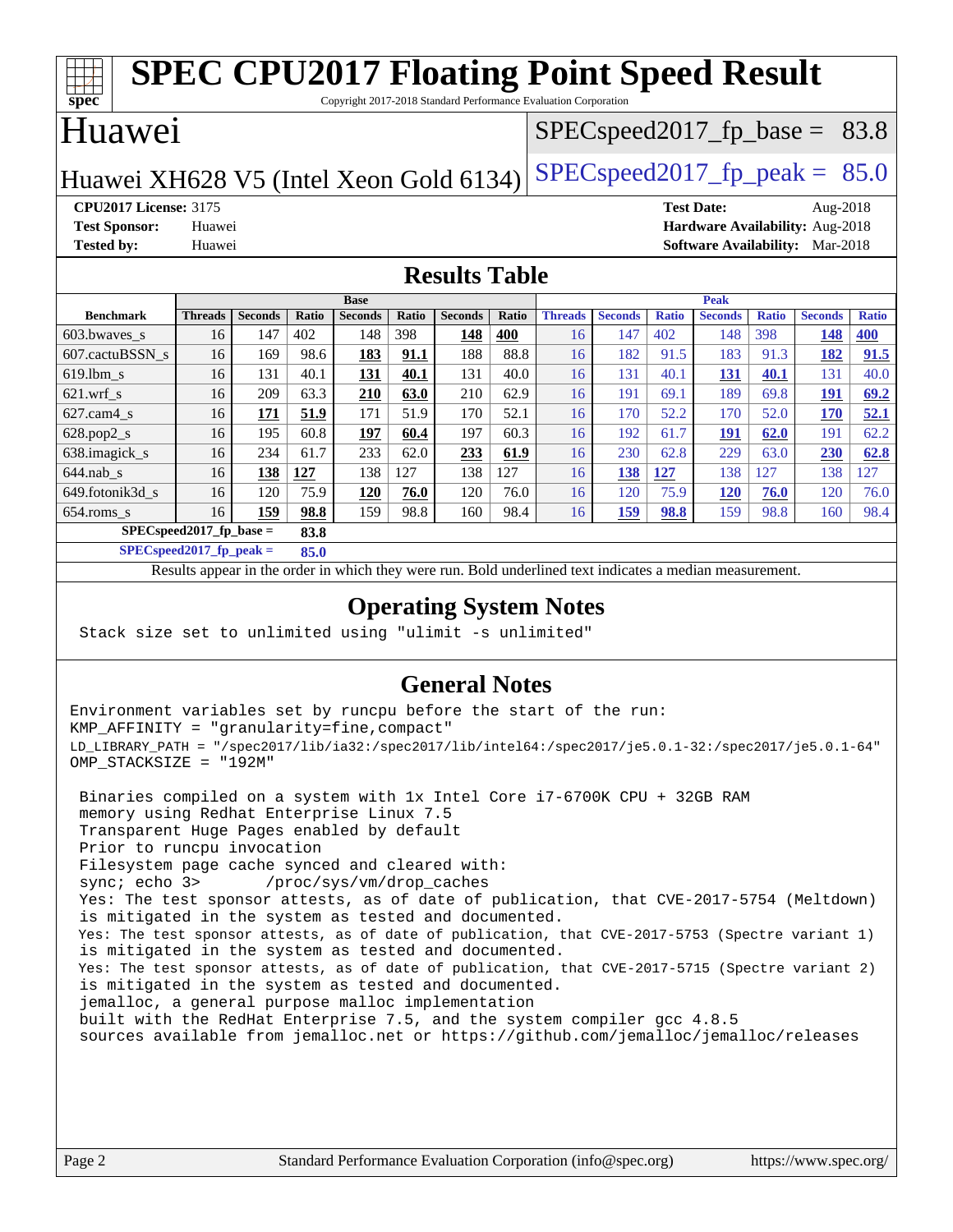# SPEC CPU2017 Floating Point Speed Result

Copyright 2017-2018 Standard Performance Evaluation Corporation

## Huawei

Huawei XH628 V5 (Intel Xeon Gold 6134)

SPECspeed2017_fp_base = 83.8

SPECspeed2017_fp_peak = 85.0

**CPU2017 License:** 3175
**Test Sponsor:** Huawei
**Tested by:** Huawei

**Test Date:** Aug-2018
**Hardware Availability:** Aug-2018
**Software Availability:** Mar-2018

## Results Table

| | Base | | | | | | | Peak | | | | | | |
|---|---|---|---|---|---|---|---|---|---|---|---|---|---|---|
| **Benchmark** | **Threads** | **Seconds** | **Ratio** | **Seconds** | **Ratio** | **Seconds** | **Ratio** | **Threads** | **Seconds** | **Ratio** | **Seconds** | **Ratio** | **Seconds** | **Ratio** |
| 603.bwaves_s | 16 | 147 | 402 | 148 | 398 | **148** | **400** | 16 | 147 | 402 | 148 | 398 | **148** | **400** |
| 607.cactuBSSN_s | 16 | 169 | 98.6 | **183** | **91.1** | 188 | 88.8 | 16 | 182 | 91.5 | 183 | 91.3 | **182** | **91.5** |
| 619.lbm_s | 16 | 131 | 40.1 | **131** | **40.1** | 131 | 40.0 | 16 | 131 | 40.1 | **131** | **40.1** | 131 | 40.0 |
| 621.wrf_s | 16 | 209 | 63.3 | **210** | **63.0** | 210 | 62.9 | 16 | 191 | 69.1 | 189 | 69.8 | **191** | **69.2** |
| 627.cam4_s | 16 | **171** | **51.9** | 171 | 51.9 | 170 | 52.1 | 16 | 170 | 52.2 | 170 | 52.0 | **170** | **52.1** |
| 628.pop2_s | 16 | 195 | 60.8 | **197** | **60.4** | 197 | 60.3 | 16 | 192 | 61.7 | **191** | **62.0** | 191 | 62.2 |
| 638.imagick_s | 16 | 234 | 61.7 | 233 | 62.0 | **233** | **61.9** | 16 | 230 | 62.8 | 229 | 63.0 | **230** | **62.8** |
| 644.nab_s | 16 | **138** | **127** | 138 | 127 | 138 | 127 | 16 | **138** | **127** | 138 | 127 | 138 | 127 |
| 649.fotonik3d_s | 16 | 120 | 75.9 | **120** | **76.0** | 120 | 76.0 | 16 | 120 | 75.9 | **120** | **76.0** | 120 | 76.0 |
| 654.roms_s | 16 | **159** | **98.8** | 159 | 98.8 | 160 | 98.4 | 16 | **159** | **98.8** | 159 | 98.8 | 160 | 98.4 |

**SPECspeed2017_fp_base = 83.8**

**SPECspeed2017_fp_peak = 85.0**

Results appear in the order in which they were run. Bold underlined text indicates a median measurement.

## Operating System Notes

```
Stack size set to unlimited using "ulimit -s unlimited"
```

## General Notes

```
Environment variables set by runcpu before the start of the run:
KMP_AFFINITY = "granularity=fine,compact"
LD_LIBRARY_PATH = "/spec2017/lib/ia32:/spec2017/lib/intel64:/spec2017/je5.0.1-32:/spec2017/je5.0.1-64"
OMP_STACKSIZE = "192M"

 Binaries compiled on a system with 1x Intel Core i7-6700K CPU + 32GB RAM
 memory using Redhat Enterprise Linux 7.5
 Transparent Huge Pages enabled by default
 Prior to runcpu invocation
 Filesystem page cache synced and cleared with:
 sync; echo 3>       /proc/sys/vm/drop_caches
 Yes: The test sponsor attests, as of date of publication, that CVE-2017-5754 (Meltdown)
 is mitigated in the system as tested and documented.
 Yes: The test sponsor attests, as of date of publication, that CVE-2017-5753 (Spectre variant 1)
 is mitigated in the system as tested and documented.
 Yes: The test sponsor attests, as of date of publication, that CVE-2017-5715 (Spectre variant 2)
 is mitigated in the system as tested and documented.
 jemalloc, a general purpose malloc implementation
 built with the RedHat Enterprise 7.5, and the system compiler gcc 4.8.5
 sources available from jemalloc.net or https://github.com/jemalloc/jemalloc/releases
```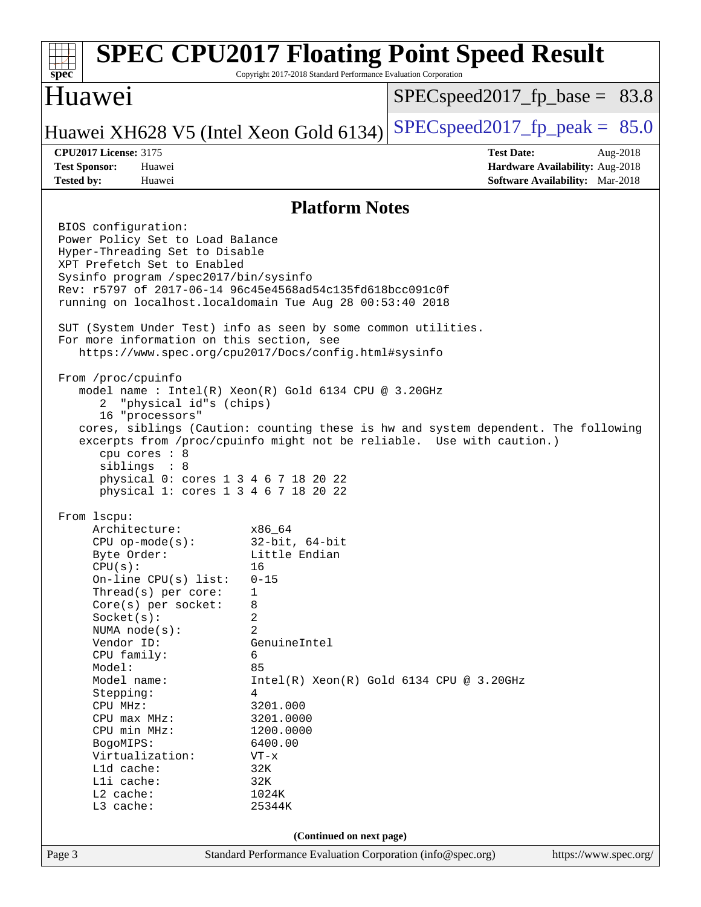# SPEC CPU2017 Floating Point Speed Result

Copyright 2017-2018 Standard Performance Evaluation Corporation

## Huawei

Huawei XH628 V5 (Intel Xeon Gold 6134)

SPECspeed2017_fp_base = 83.8

SPECspeed2017_fp_peak = 85.0

**CPU2017 License:** 3175
**Test Sponsor:** Huawei
**Tested by:** Huawei

**Test Date:** Aug-2018
**Hardware Availability:** Aug-2018
**Software Availability:** Mar-2018

### Platform Notes

```
BIOS configuration:
Power Policy Set to Load Balance
Hyper-Threading Set to Disable
XPT Prefetch Set to Enabled
Sysinfo program /spec2017/bin/sysinfo
Rev: r5797 of 2017-06-14 96c45e4568ad54c135fd618bcc091c0f
running on localhost.localdomain Tue Aug 28 00:53:40 2018

SUT (System Under Test) info as seen by some common utilities.
For more information on this section, see
   https://www.spec.org/cpu2017/Docs/config.html#sysinfo

From /proc/cpuinfo
   model name : Intel(R) Xeon(R) Gold 6134 CPU @ 3.20GHz
      2  "physical id"s (chips)
      16 "processors"
   cores, siblings (Caution: counting these is hw and system dependent. The following
   excerpts from /proc/cpuinfo might not be reliable.  Use with caution.)
      cpu cores : 8
      siblings  : 8
      physical 0: cores 1 3 4 6 7 18 20 22
      physical 1: cores 1 3 4 6 7 18 20 22

From lscpu:
     Architecture:          x86_64
     CPU op-mode(s):        32-bit, 64-bit
     Byte Order:            Little Endian
     CPU(s):                16
     On-line CPU(s) list:   0-15
     Thread(s) per core:    1
     Core(s) per socket:    8
     Socket(s):             2
     NUMA node(s):          2
     Vendor ID:             GenuineIntel
     CPU family:            6
     Model:                 85
     Model name:            Intel(R) Xeon(R) Gold 6134 CPU @ 3.20GHz
     Stepping:              4
     CPU MHz:               3201.000
     CPU max MHz:           3201.0000
     CPU min MHz:           1200.0000
     BogoMIPS:              6400.00
     Virtualization:        VT-x
     L1d cache:             32K
     L1i cache:             32K
     L2 cache:              1024K
     L3 cache:              25344K
```

(Continued on next page)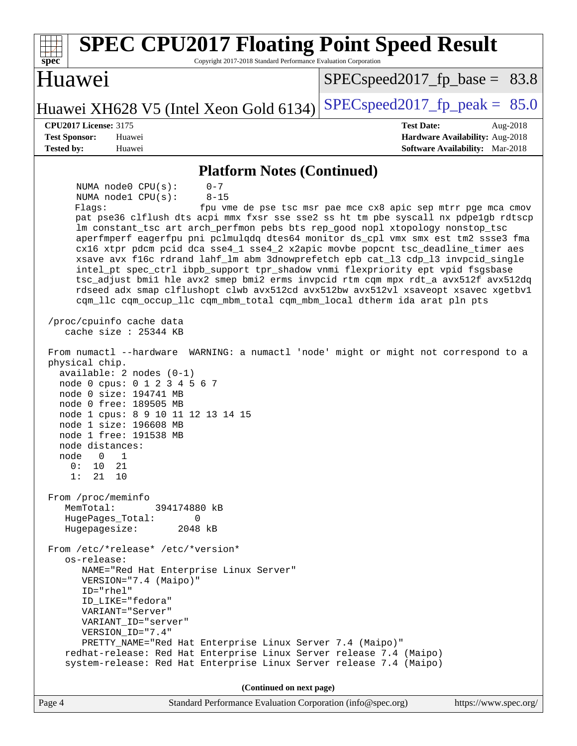## Platform Notes (Continued)

```
      NUMA node0 CPU(s):     0-7
      NUMA node1 CPU(s):     8-15
      Flags:                 fpu vme de pse tsc msr pae mce cx8 apic sep mtrr pge mca cmov
      pat pse36 clflush dts acpi mmx fxsr sse sse2 ss ht tm pbe syscall nx pdpe1gb rdtscp
      lm constant_tsc art arch_perfmon pebs bts rep_good nopl xtopology nonstop_tsc
      aperfmperf eagerfpu pni pclmulqdq dtes64 monitor ds_cpl vmx smx est tm2 ssse3 fma
      cx16 xtpr pdcm pcid dca sse4_1 sse4_2 x2apic movbe popcnt tsc_deadline_timer aes
      xsave avx f16c rdrand lahf_lm abm 3dnowprefetch epb cat_l3 cdp_l3 invpcid_single
      intel_pt spec_ctrl ibpb_support tpr_shadow vnmi flexpriority ept vpid fsgsbase
      tsc_adjust bmi1 hle avx2 smep bmi2 erms invpcid rtm cqm mpx rdt_a avx512f avx512dq
      rdseed adx smap clflushopt clwb avx512cd avx512bw avx512vl xsaveopt xsavec xgetbv1
      cqm_llc cqm_occup_llc cqm_mbm_total cqm_mbm_local dtherm ida arat pln pts

 /proc/cpuinfo cache data
    cache size : 25344 KB

 From numactl --hardware  WARNING: a numactl 'node' might or might not correspond to a
 physical chip.
   available: 2 nodes (0-1)
   node 0 cpus: 0 1 2 3 4 5 6 7
   node 0 size: 194741 MB
   node 0 free: 189505 MB
   node 1 cpus: 8 9 10 11 12 13 14 15
   node 1 size: 196608 MB
   node 1 free: 191538 MB
   node distances:
   node   0   1
     0:  10  21
     1:  21  10

 From /proc/meminfo
    MemTotal:       394174880 kB
    HugePages_Total:       0
    Hugepagesize:       2048 kB

 From /etc/*release* /etc/*version*
    os-release:
       NAME="Red Hat Enterprise Linux Server"
       VERSION="7.4 (Maipo)"
       ID="rhel"
       ID_LIKE="fedora"
       VARIANT="Server"
       VARIANT_ID="server"
       VERSION_ID="7.4"
       PRETTY_NAME="Red Hat Enterprise Linux Server 7.4 (Maipo)"
    redhat-release: Red Hat Enterprise Linux Server release 7.4 (Maipo)
    system-release: Red Hat Enterprise Linux Server release 7.4 (Maipo)
```

(Continued on next page)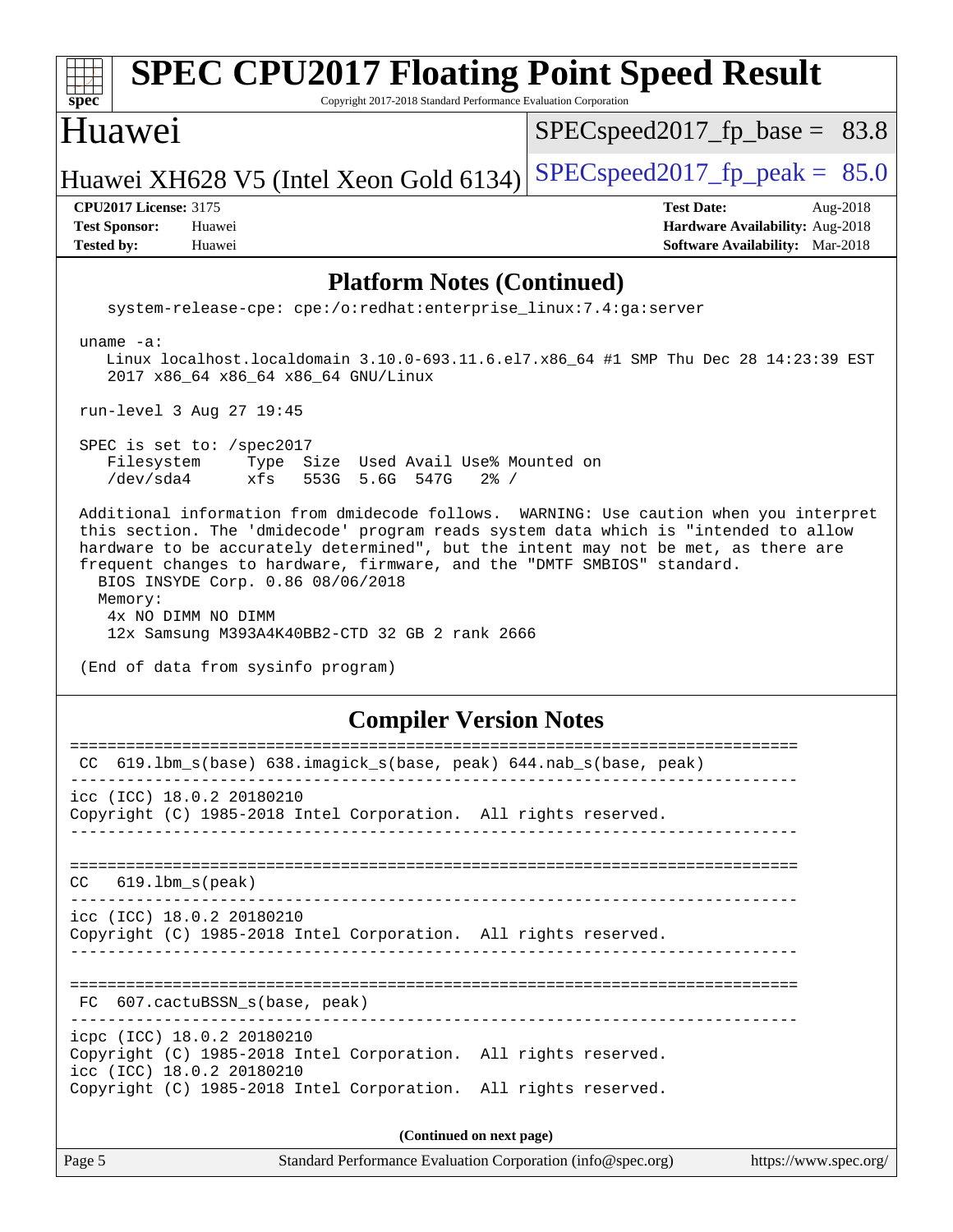## Platform Notes (Continued)

```
   system-release-cpe: cpe:/o:redhat:enterprise_linux:7.4:ga:server

 uname -a:
    Linux localhost.localdomain 3.10.0-693.11.6.el7.x86_64 #1 SMP Thu Dec 28 14:23:39 EST
    2017 x86_64 x86_64 x86_64 GNU/Linux

 run-level 3 Aug 27 19:45

 SPEC is set to: /spec2017
    Filesystem     Type  Size  Used Avail Use% Mounted on
    /dev/sda4      xfs   553G  5.6G  547G   2% /

 Additional information from dmidecode follows.  WARNING: Use caution when you interpret
 this section. The 'dmidecode' program reads system data which is "intended to allow
 hardware to be accurately determined", but the intent may not be met, as there are
 frequent changes to hardware, firmware, and the "DMTF SMBIOS" standard.
   BIOS INSYDE Corp. 0.86 08/06/2018
   Memory:
    4x NO DIMM NO DIMM
    12x Samsung M393A4K40BB2-CTD 32 GB 2 rank 2666

 (End of data from sysinfo program)
```

## Compiler Version Notes

```
==============================================================================
 CC  619.lbm_s(base) 638.imagick_s(base, peak) 644.nab_s(base, peak)
------------------------------------------------------------------------------
icc (ICC) 18.0.2 20180210
Copyright (C) 1985-2018 Intel Corporation.  All rights reserved.
------------------------------------------------------------------------------

==============================================================================
CC   619.lbm_s(peak)
------------------------------------------------------------------------------
icc (ICC) 18.0.2 20180210
Copyright (C) 1985-2018 Intel Corporation.  All rights reserved.
------------------------------------------------------------------------------

==============================================================================
 FC  607.cactuBSSN_s(base, peak)
------------------------------------------------------------------------------
icpc (ICC) 18.0.2 20180210
Copyright (C) 1985-2018 Intel Corporation.  All rights reserved.
icc (ICC) 18.0.2 20180210
Copyright (C) 1985-2018 Intel Corporation.  All rights reserved.
```

(Continued on next page)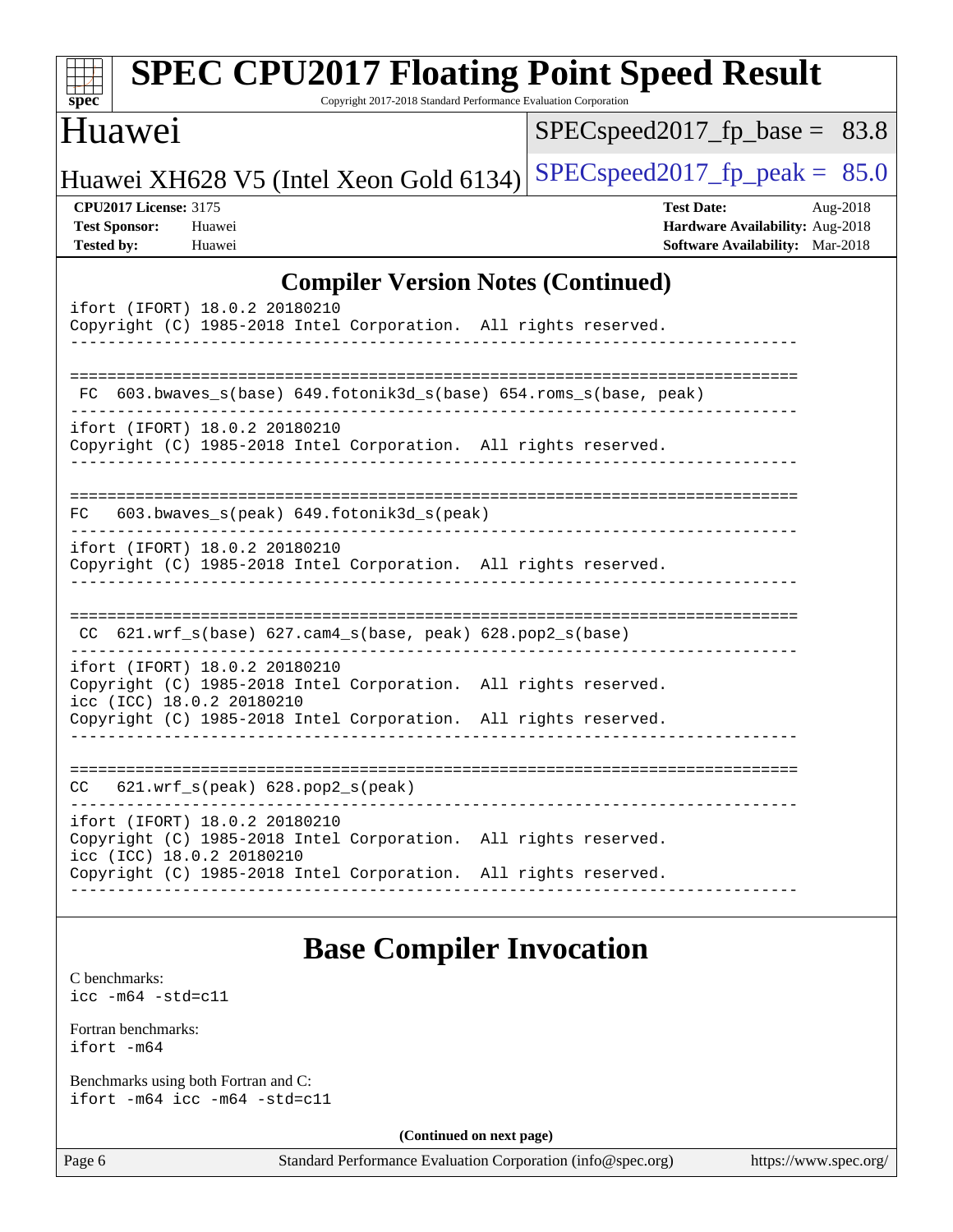# SPEC CPU2017 Floating Point Speed Result

Copyright 2017-2018 Standard Performance Evaluation Corporation

## Huawei

Huawei XH628 V5 (Intel Xeon Gold 6134)

SPECspeed2017_fp_base = 83.8

SPECspeed2017_fp_peak = 85.0

**CPU2017 License:** 3175
**Test Sponsor:** Huawei
**Tested by:** Huawei

**Test Date:** Aug-2018
**Hardware Availability:** Aug-2018
**Software Availability:** Mar-2018

## Compiler Version Notes (Continued)

```
ifort (IFORT) 18.0.2 20180210
Copyright (C) 1985-2018 Intel Corporation.  All rights reserved.
------------------------------------------------------------------------------

==============================================================================
 FC  603.bwaves_s(base) 649.fotonik3d_s(base) 654.roms_s(base, peak)
------------------------------------------------------------------------------
ifort (IFORT) 18.0.2 20180210
Copyright (C) 1985-2018 Intel Corporation.  All rights reserved.
------------------------------------------------------------------------------

==============================================================================
FC   603.bwaves_s(peak) 649.fotonik3d_s(peak)
------------------------------------------------------------------------------
ifort (IFORT) 18.0.2 20180210
Copyright (C) 1985-2018 Intel Corporation.  All rights reserved.
------------------------------------------------------------------------------

==============================================================================
 CC  621.wrf_s(base) 627.cam4_s(base, peak) 628.pop2_s(base)
------------------------------------------------------------------------------
ifort (IFORT) 18.0.2 20180210
Copyright (C) 1985-2018 Intel Corporation.  All rights reserved.
icc (ICC) 18.0.2 20180210
Copyright (C) 1985-2018 Intel Corporation.  All rights reserved.
------------------------------------------------------------------------------

==============================================================================
CC   621.wrf_s(peak) 628.pop2_s(peak)
------------------------------------------------------------------------------
ifort (IFORT) 18.0.2 20180210
Copyright (C) 1985-2018 Intel Corporation.  All rights reserved.
icc (ICC) 18.0.2 20180210
Copyright (C) 1985-2018 Intel Corporation.  All rights reserved.
------------------------------------------------------------------------------
```

## Base Compiler Invocation

C benchmarks:
```
icc -m64 -std=c11
```

Fortran benchmarks:
```
ifort -m64
```

Benchmarks using both Fortran and C:
```
ifort -m64 icc -m64 -std=c11
```

**(Continued on next page)**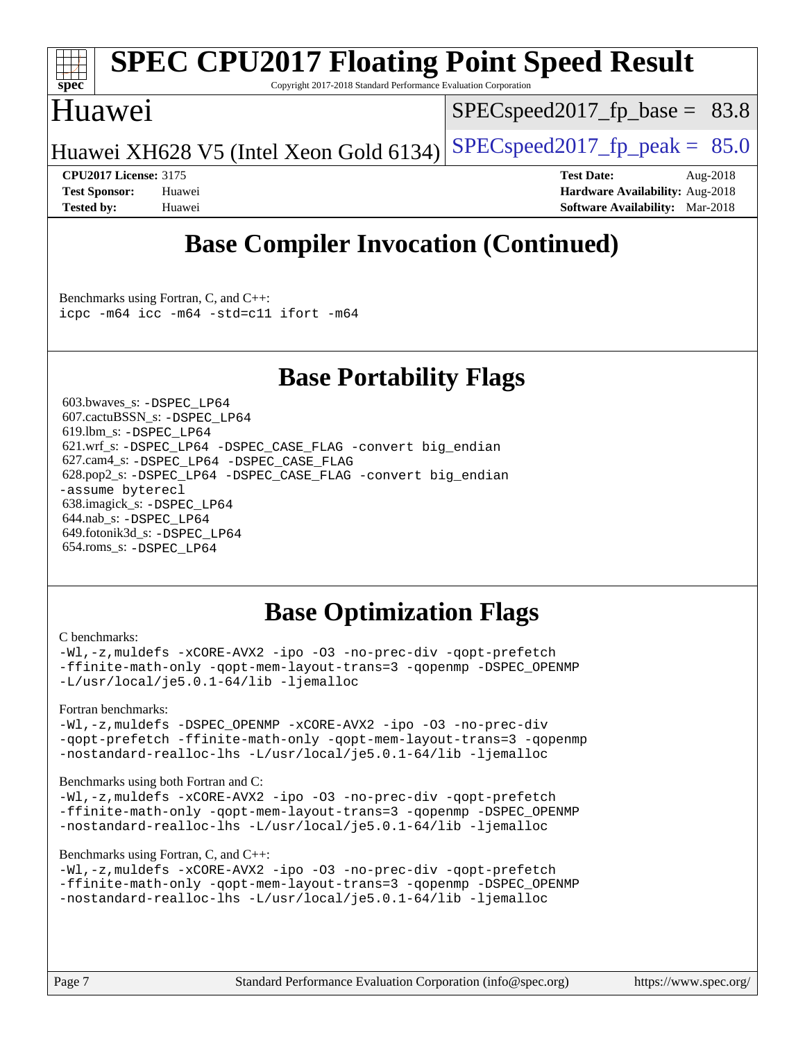# SPEC CPU2017 Floating Point Speed Result

Copyright 2017-2018 Standard Performance Evaluation Corporation

## Huawei

Huawei XH628 V5 (Intel Xeon Gold 6134)

SPECspeed2017_fp_base = 83.8

SPECspeed2017_fp_peak = 85.0

**CPU2017 License:** 3175
**Test Sponsor:** Huawei
**Tested by:** Huawei

**Test Date:** Aug-2018
**Hardware Availability:** Aug-2018
**Software Availability:** Mar-2018

## Base Compiler Invocation (Continued)

Benchmarks using Fortran, C, and C++:
```
icpc -m64 icc -m64 -std=c11 ifort -m64
```

## Base Portability Flags

603.bwaves_s: `-DSPEC_LP64`
607.cactuBSSN_s: `-DSPEC_LP64`
619.lbm_s: `-DSPEC_LP64`
621.wrf_s: `-DSPEC_LP64 -DSPEC_CASE_FLAG -convert big_endian`
627.cam4_s: `-DSPEC_LP64 -DSPEC_CASE_FLAG`
628.pop2_s: `-DSPEC_LP64 -DSPEC_CASE_FLAG -convert big_endian -assume byterecl`
638.imagick_s: `-DSPEC_LP64`
644.nab_s: `-DSPEC_LP64`
649.fotonik3d_s: `-DSPEC_LP64`
654.roms_s: `-DSPEC_LP64`

## Base Optimization Flags

C benchmarks:
```
-Wl,-z,muldefs -xCORE-AVX2 -ipo -O3 -no-prec-div -qopt-prefetch
-ffinite-math-only -qopt-mem-layout-trans=3 -qopenmp -DSPEC_OPENMP
-L/usr/local/je5.0.1-64/lib -ljemalloc
```

Fortran benchmarks:
```
-Wl,-z,muldefs -DSPEC_OPENMP -xCORE-AVX2 -ipo -O3 -no-prec-div
-qopt-prefetch -ffinite-math-only -qopt-mem-layout-trans=3 -qopenmp
-nostandard-realloc-lhs -L/usr/local/je5.0.1-64/lib -ljemalloc
```

Benchmarks using both Fortran and C:
```
-Wl,-z,muldefs -xCORE-AVX2 -ipo -O3 -no-prec-div -qopt-prefetch
-ffinite-math-only -qopt-mem-layout-trans=3 -qopenmp -DSPEC_OPENMP
-nostandard-realloc-lhs -L/usr/local/je5.0.1-64/lib -ljemalloc
```

Benchmarks using Fortran, C, and C++:
```
-Wl,-z,muldefs -xCORE-AVX2 -ipo -O3 -no-prec-div -qopt-prefetch
-ffinite-math-only -qopt-mem-layout-trans=3 -qopenmp -DSPEC_OPENMP
-nostandard-realloc-lhs -L/usr/local/je5.0.1-64/lib -ljemalloc
```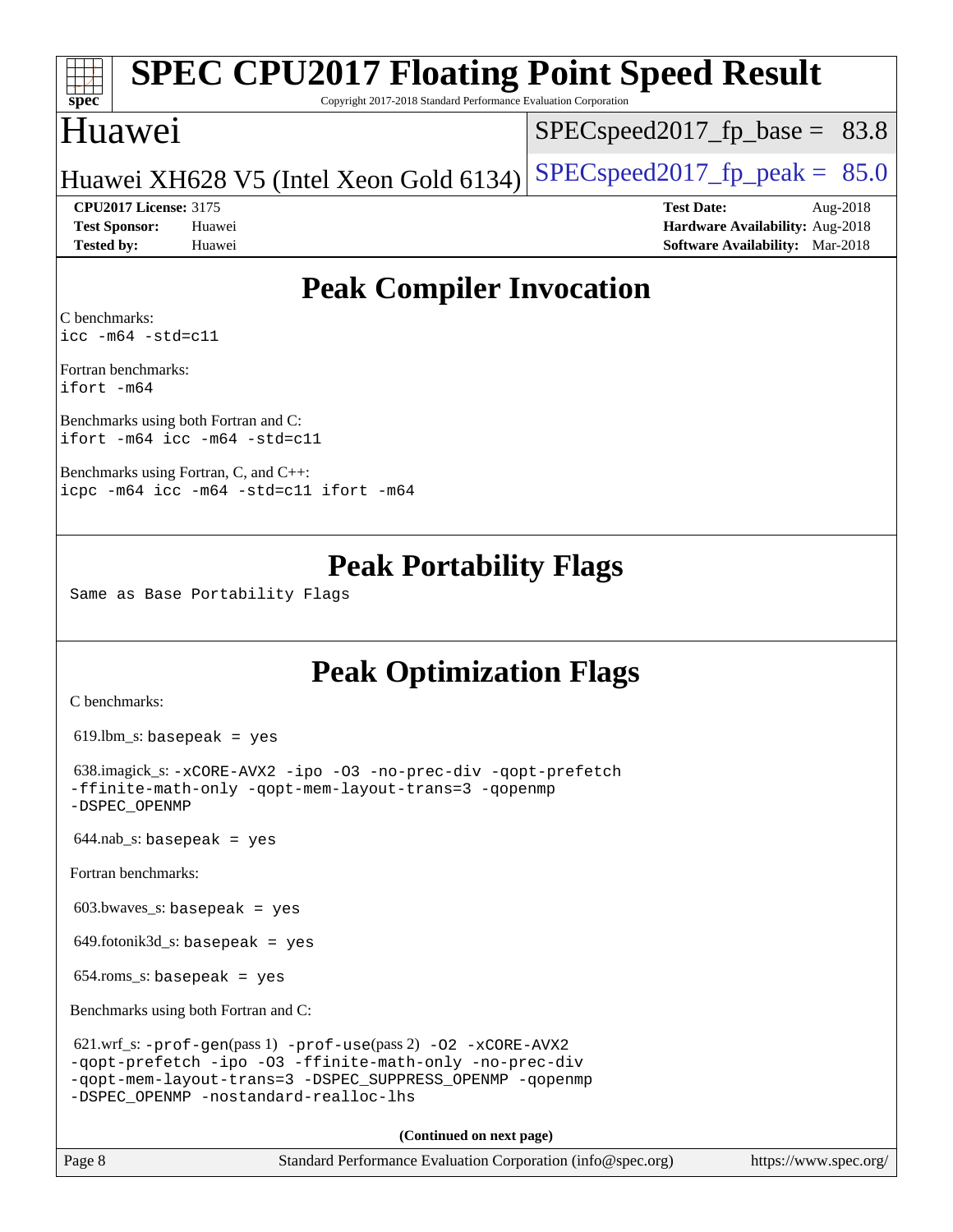# SPEC CPU2017 Floating Point Speed Result

Copyright 2017-2018 Standard Performance Evaluation Corporation

## Huawei

Huawei XH628 V5 (Intel Xeon Gold 6134)

SPECspeed2017_fp_base = 83.8

SPECspeed2017_fp_peak = 85.0

**CPU2017 License:** 3175
**Test Sponsor:** Huawei
**Tested by:** Huawei

**Test Date:** Aug-2018
**Hardware Availability:** Aug-2018
**Software Availability:** Mar-2018

## Peak Compiler Invocation

C benchmarks:
```
icc -m64 -std=c11
```

Fortran benchmarks:
```
ifort -m64
```

Benchmarks using both Fortran and C:
```
ifort -m64 icc -m64 -std=c11
```

Benchmarks using Fortran, C, and C++:
```
icpc -m64 icc -m64 -std=c11 ifort -m64
```

## Peak Portability Flags

Same as Base Portability Flags

## Peak Optimization Flags

C benchmarks:

619.lbm_s: basepeak = yes

638.imagick_s: -xCORE-AVX2 -ipo -O3 -no-prec-div -qopt-prefetch -ffinite-math-only -qopt-mem-layout-trans=3 -qopenmp -DSPEC_OPENMP

644.nab_s: basepeak = yes

Fortran benchmarks:

603.bwaves_s: basepeak = yes

649.fotonik3d_s: basepeak = yes

654.roms_s: basepeak = yes

Benchmarks using both Fortran and C:

621.wrf_s: -prof-gen(pass 1) -prof-use(pass 2) -O2 -xCORE-AVX2 -qopt-prefetch -ipo -O3 -ffinite-math-only -no-prec-div -qopt-mem-layout-trans=3 -DSPEC_SUPPRESS_OPENMP -qopenmp -DSPEC_OPENMP -nostandard-realloc-lhs

**(Continued on next page)**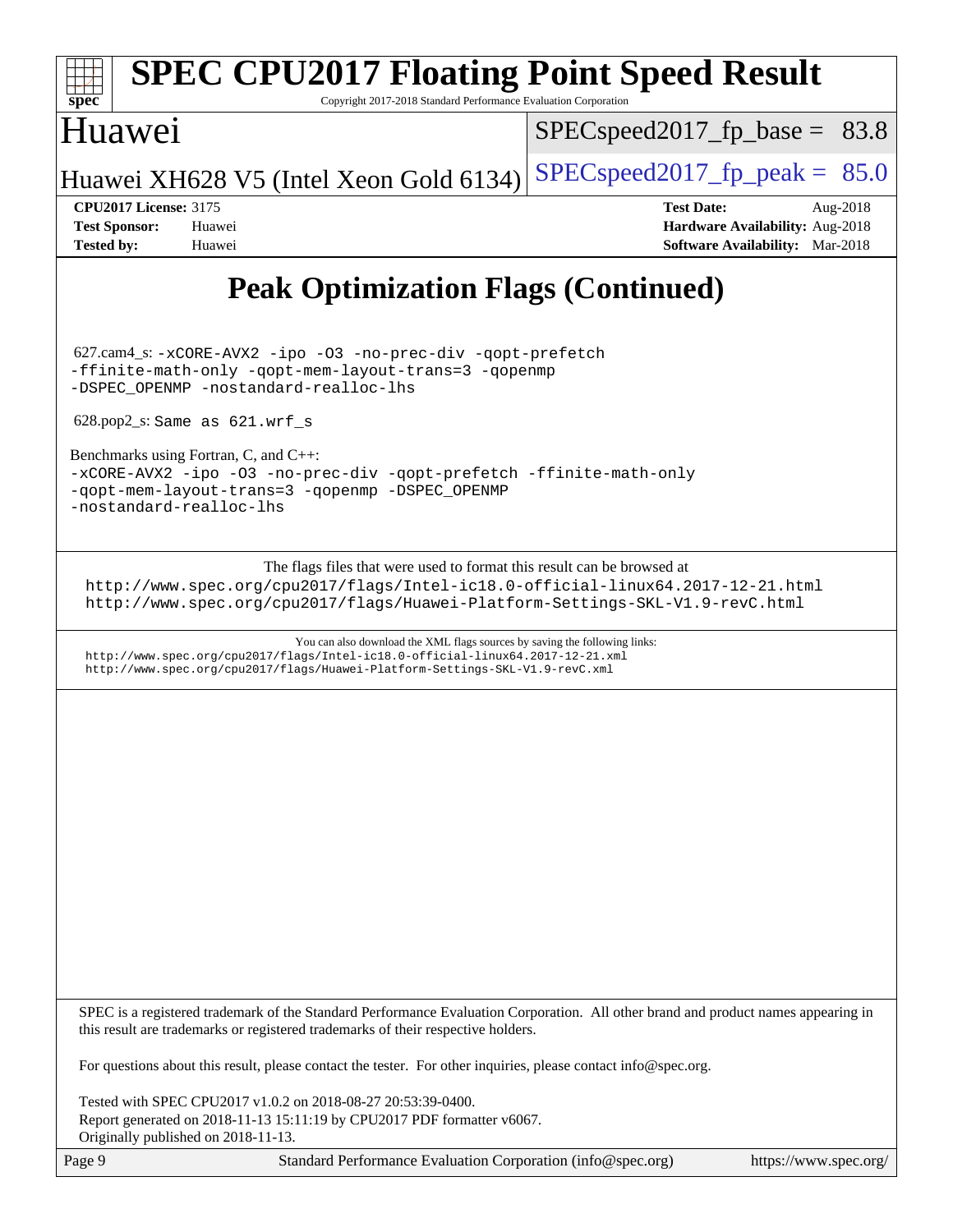# Peak Optimization Flags (Continued)

627.cam4_s: -xCORE-AVX2 -ipo -O3 -no-prec-div -qopt-prefetch -ffinite-math-only -qopt-mem-layout-trans=3 -qopenmp -DSPEC_OPENMP -nostandard-realloc-lhs

628.pop2_s: Same as 621.wrf_s

Benchmarks using Fortran, C, and C++:
-xCORE-AVX2 -ipo -O3 -no-prec-div -qopt-prefetch -ffinite-math-only -qopt-mem-layout-trans=3 -qopenmp -DSPEC_OPENMP -nostandard-realloc-lhs

The flags files that were used to format this result can be browsed at
http://www.spec.org/cpu2017/flags/Intel-ic18.0-official-linux64.2017-12-21.html
http://www.spec.org/cpu2017/flags/Huawei-Platform-Settings-SKL-V1.9-revC.html

You can also download the XML flags sources by saving the following links:
http://www.spec.org/cpu2017/flags/Intel-ic18.0-official-linux64.2017-12-21.xml
http://www.spec.org/cpu2017/flags/Huawei-Platform-Settings-SKL-V1.9-revC.xml

SPEC is a registered trademark of the Standard Performance Evaluation Corporation. All other brand and product names appearing in this result are trademarks or registered trademarks of their respective holders.

For questions about this result, please contact the tester. For other inquiries, please contact info@spec.org.

Tested with SPEC CPU2017 v1.0.2 on 2018-08-27 20:53:39-0400.
Report generated on 2018-11-13 15:11:19 by CPU2017 PDF formatter v6067.
Originally published on 2018-11-13.